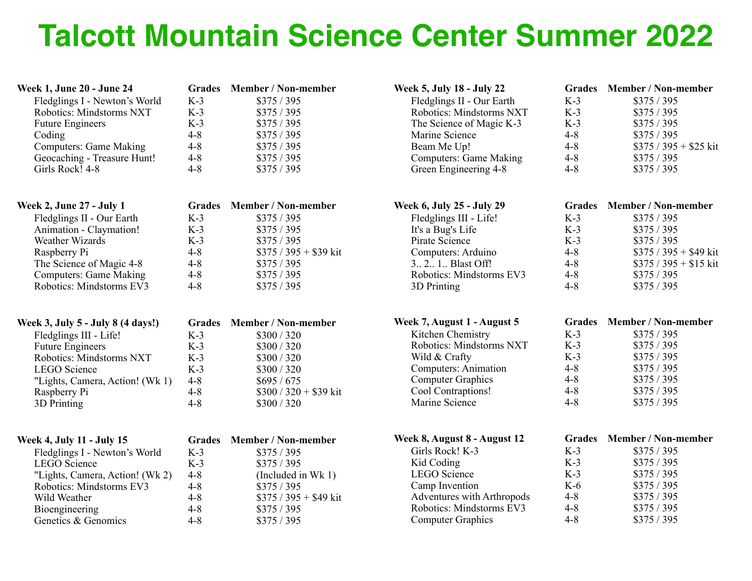# Talcott Mountain Science Center Summer 2022

| Week 1, June 20 - June 24 | Grades | Member / Non-member |
|---|---|---|
| Fledglings I - Newton's World | K-3 | $375 / 395 |
| Robotics: Mindstorms NXT | K-3 | $375 / 395 |
| Future Engineers | K-3 | $375 / 395 |
| Coding | 4-8 | $375 / 395 |
| Computers: Game Making | 4-8 | $375 / 395 |
| Geocaching - Treasure Hunt! | 4-8 | $375 / 395 |
| Girls Rock! 4-8 | 4-8 | $375 / 395 |

| Week 2, June 27 - July 1 | Grades | Member / Non-member |
|---|---|---|
| Fledglings II - Our Earth | K-3 | $375 / 395 |
| Animation - Claymation! | K-3 | $375 / 395 |
| Weather Wizards | K-3 | $375 / 395 |
| Raspberry Pi | 4-8 | $375 / 395 + $39 kit |
| The Science of Magic 4-8 | 4-8 | $375 / 395 |
| Computers: Game Making | 4-8 | $375 / 395 |
| Robotics: Mindstorms EV3 | 4-8 | $375 / 395 |

| Week 3, July 5 - July 8 (4 days!) | Grades | Member / Non-member |
|---|---|---|
| Fledglings III - Life! | K-3 | $300 / 320 |
| Future Engineers | K-3 | $300 / 320 |
| Robotics: Mindstorms NXT | K-3 | $300 / 320 |
| LEGO Science | K-3 | $300 / 320 |
| "Lights, Camera, Action! (Wk 1) | 4-8 | $695 / 675 |
| Raspberry Pi | 4-8 | $300 / 320 + $39 kit |
| 3D Printing | 4-8 | $300 / 320 |

| Week 4, July 11 - July 15 | Grades | Member / Non-member |
|---|---|---|
| Fledglings I - Newton's World | K-3 | $375 / 395 |
| LEGO Science | K-3 | $375 / 395 |
| "Lights, Camera, Action! (Wk 2) | 4-8 | (Included in Wk 1) |
| Robotics: Mindstorms EV3 | 4-8 | $375 / 395 |
| Wild Weather | 4-8 | $375 / 395 + $49 kit |
| Bioengineering | 4-8 | $375 / 395 |
| Genetics & Genomics | 4-8 | $375 / 395 |

| Week 5, July 18 - July 22 | Grades | Member / Non-member |
|---|---|---|
| Fledglings II - Our Earth | K-3 | $375 / 395 |
| Robotics: Mindstorms NXT | K-3 | $375 / 395 |
| The Science of Magic K-3 | K-3 | $375 / 395 |
| Marine Science | 4-8 | $375 / 395 |
| Beam Me Up! | 4-8 | $375 / 395 + $25 kit |
| Computers: Game Making | 4-8 | $375 / 395 |
| Green Engineering 4-8 | 4-8 | $375 / 395 |

| Week 6, July 25 - July 29 | Grades | Member / Non-member |
|---|---|---|
| Fledglings III - Life! | K-3 | $375 / 395 |
| It's a Bug's Life | K-3 | $375 / 395 |
| Pirate Science | K-3 | $375 / 395 |
| Computers: Arduino | 4-8 | $375 / 395 + $49 kit |
| 3.. 2.. 1.. Blast Off! | 4-8 | $375 / 395 + $15 kit |
| Robotics: Mindstorms EV3 | 4-8 | $375 / 395 |
| 3D Printing | 4-8 | $375 / 395 |

| Week 7, August 1 - August 5 | Grades | Member / Non-member |
|---|---|---|
| Kitchen Chemistry | K-3 | $375 / 395 |
| Robotics: Mindstorms NXT | K-3 | $375 / 395 |
| Wild & Crafty | K-3 | $375 / 395 |
| Computers: Animation | 4-8 | $375 / 395 |
| Computer Graphics | 4-8 | $375 / 395 |
| Cool Contraptions! | 4-8 | $375 / 395 |
| Marine Science | 4-8 | $375 / 395 |

| Week 8, August 8 - August 12 | Grades | Member / Non-member |
|---|---|---|
| Girls Rock! K-3 | K-3 | $375 / 395 |
| Kid Coding | K-3 | $375 / 395 |
| LEGO Science | K-3 | $375 / 395 |
| Camp Invention | K-6 | $375 / 395 |
| Adventures with Arthropods | 4-8 | $375 / 395 |
| Robotics: Mindstorms EV3 | 4-8 | $375 / 395 |
| Computer Graphics | 4-8 | $375 / 395 |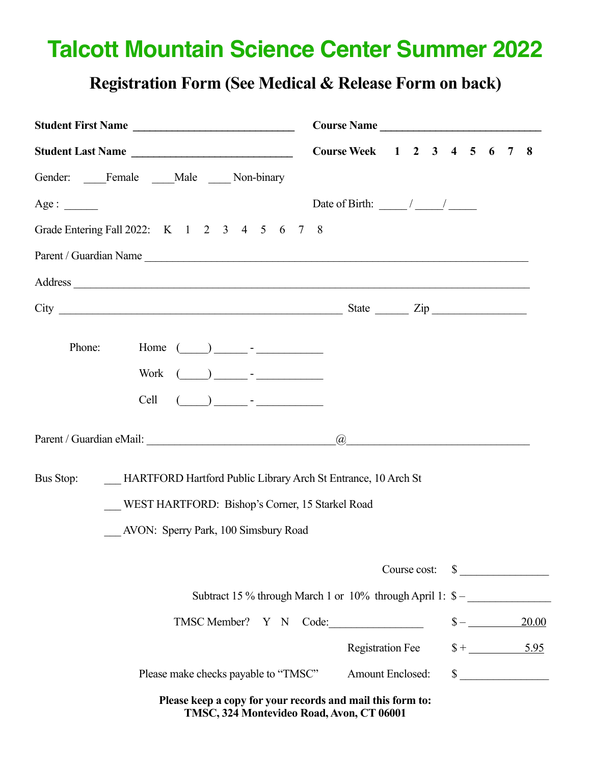# Talcott Mountain Science Center Summer 2022

## Registration Form (See Medical & Release Form on back)

**Student First Name** ______________________________ **Course Name** ______________________________

**Student Last Name** ______________________________ **Course Week** **1 2 3 4 5 6 7 8**

Gender: ____Female ____Male ____ Non-binary

Age : ______ Date of Birth: _____ / _____/ _____

Grade Entering Fall 2022: K 1 2 3 4 5 6 7 8

Parent / Guardian Name ______________________________________________________________________

Address ______________________________________________________________________________

City __________________________________________________ State ______ Zip ________________

Phone: Home (_____) ______ - ___________

Work (_____) ______ - ___________

Cell (_____) ______ - ___________

Parent / Guardian eMail: ________________________________@________________________________

Bus Stop:

___ HARTFORD Hartford Public Library Arch St Entrance, 10 Arch St

___ WEST HARTFORD: Bishop's Corner, 15 Starkel Road

___ AVON: Sperry Park, 100 Simsbury Road

Course cost: $ _______________

Subtract 15 % through March 1 or 10% through April 1: $ – _______________

TMSC Member? Y N Code:________________ $ – 20.00

Registration Fee $ + 5.95

Please make checks payable to "TMSC" Amount Enclosed: $ _______________

**Please keep a copy for your records and mail this form to:**
**TMSC, 324 Montevideo Road, Avon, CT 06001**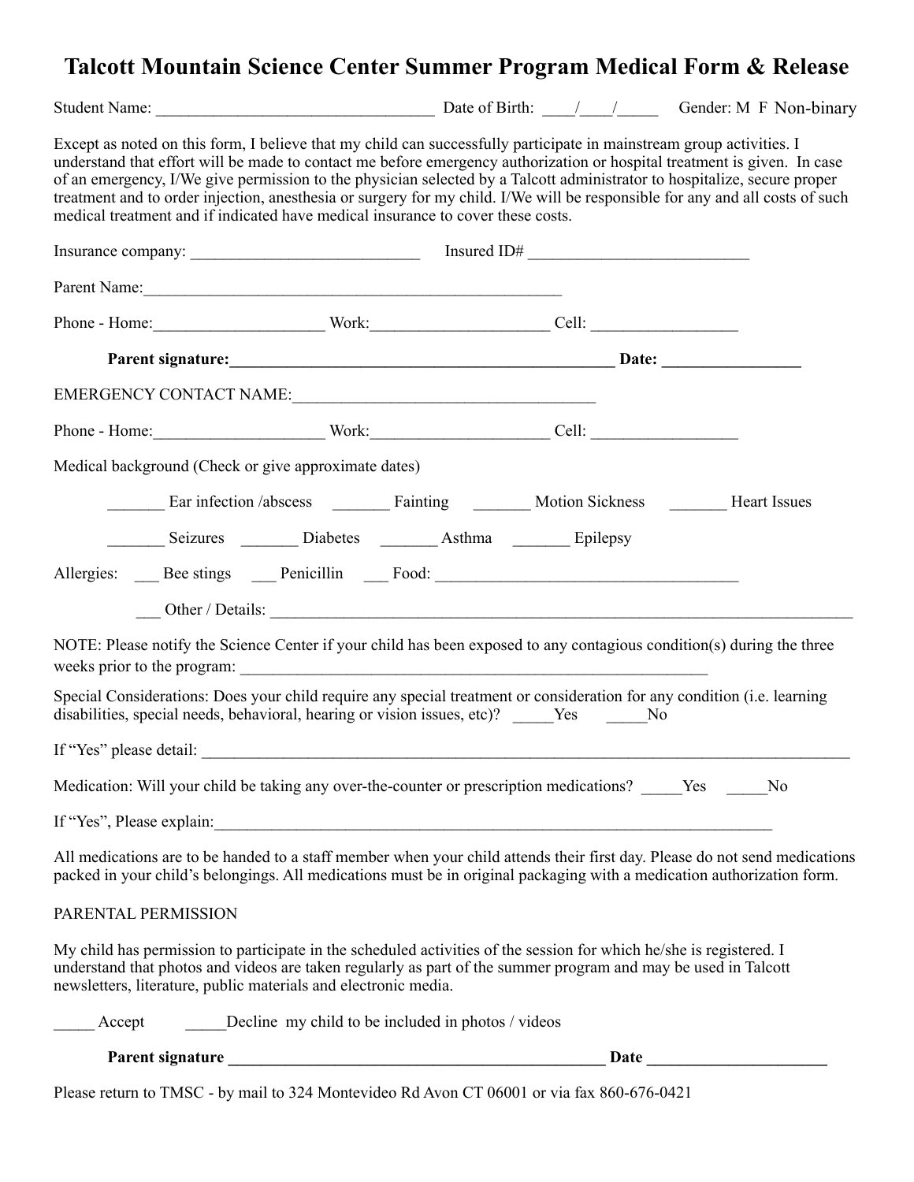# Talcott Mountain Science Center Summer Program Medical Form & Release

Student Name: ________________________________ Date of Birth: ____/____/_____ Gender: M F Non-binary

Except as noted on this form, I believe that my child can successfully participate in mainstream group activities. I understand that effort will be made to contact me before emergency authorization or hospital treatment is given. In case of an emergency, I/We give permission to the physician selected by a Talcott administrator to hospitalize, secure proper treatment and to order injection, anesthesia or surgery for my child. I/We will be responsible for any and all costs of such medical treatment and if indicated have medical insurance to cover these costs.

Insurance company: ___________________________ Insured ID# __________________________

Parent Name:____________________________________________________

Phone - Home:____________________ Work:_____________________ Cell: _________________

**Parent signature:________________________________________________ Date: ________________**

EMERGENCY CONTACT NAME:____________________________________

Phone - Home:____________________ Work:_____________________ Cell: _________________

Medical background (Check or give approximate dates)

_______ Ear infection /abscess _______ Fainting _______ Motion Sickness _______ Heart Issues

_______ Seizures _______ Diabetes _______ Asthma _______ Epilepsy

Allergies: ___ Bee stings ___ Penicillin ___ Food: ___________________________________

___ Other / Details: __________________________________________________________________________

NOTE: Please notify the Science Center if your child has been exposed to any contagious condition(s) during the three weeks prior to the program: __________________________________________________________

Special Considerations: Does your child require any special treatment or consideration for any condition (i.e. learning disabilities, special needs, behavioral, hearing or vision issues, etc)? _____Yes _____No

If "Yes" please detail: ________________________________________________________________________________

Medication: Will your child be taking any over-the-counter or prescription medications? _____Yes _____No

If "Yes", Please explain:_______________________________________________________________________

All medications are to be handed to a staff member when your child attends their first day. Please do not send medications packed in your child's belongings. All medications must be in original packaging with a medication authorization form.

PARENTAL PERMISSION

My child has permission to participate in the scheduled activities of the session for which he/she is registered. I understand that photos and videos are taken regularly as part of the summer program and may be used in Talcott newsletters, literature, public materials and electronic media.

_____ Accept _____Decline my child to be included in photos / videos

**Parent signature ______________________________________________ Date _____________________**

Please return to TMSC - by mail to 324 Montevideo Rd Avon CT 06001 or via fax 860-676-0421